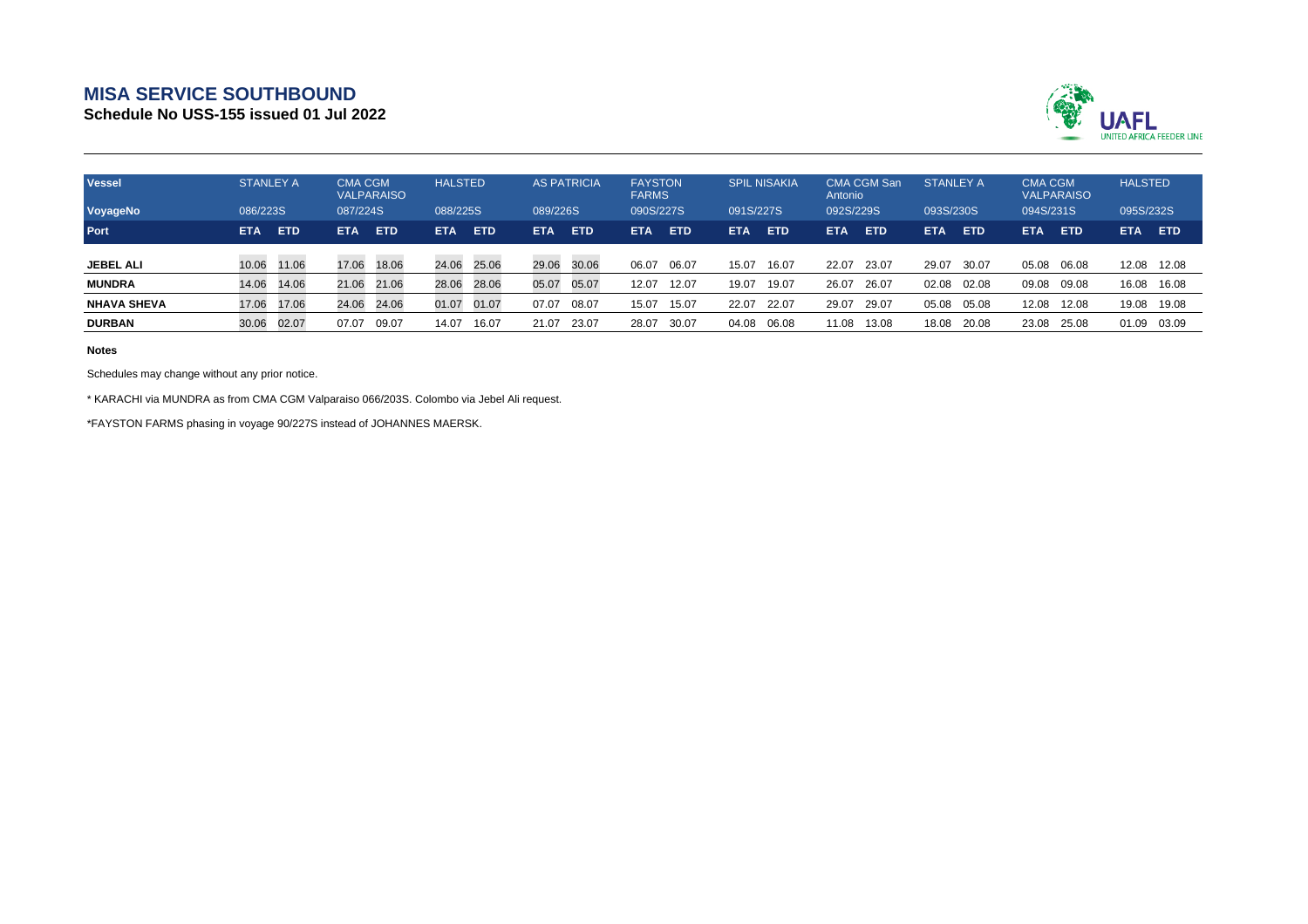# MISA SERVICE SOUTHBOUND

## Schedule No USS-155 issued 01 Jul 2022

UAFL UNITED AFRICA FEEDER LINE

| Vessel | STANLEY A | | CMA CGM VALPARAISO | | HALSTED | | AS PATRICIA | | FAYSTON FARMS | | SPIL NISAKIA | | CMA CGM San Antonio | | STANLEY A | | CMA CGM VALPARAISO | | HALSTED | |
|---|---|---|---|---|---|---|---|---|---|---|---|---|---|---|---|---|---|---|---|---|
| VoyageNo | 086/223S | | 087/224S | | 088/225S | | 089/226S | | 090S/227S | | 091S/227S | | 092S/229S | | 093S/230S | | 094S/231S | | 095S/232S | |
| Port | ETA | ETD | ETA | ETD | ETA | ETD | ETA | ETD | ETA | ETD | ETA | ETD | ETA | ETD | ETA | ETD | ETA | ETD | ETA | ETD |
| JEBEL ALI | 10.06 | 11.06 | 17.06 | 18.06 | 24.06 | 25.06 | 29.06 | 30.06 | 06.07 | 06.07 | 15.07 | 16.07 | 22.07 | 23.07 | 29.07 | 30.07 | 05.08 | 06.08 | 12.08 | 12.08 |
| MUNDRA | 14.06 | 14.06 | 21.06 | 21.06 | 28.06 | 28.06 | 05.07 | 05.07 | 12.07 | 12.07 | 19.07 | 19.07 | 26.07 | 26.07 | 02.08 | 02.08 | 09.08 | 09.08 | 16.08 | 16.08 |
| NHAVA SHEVA | 17.06 | 17.06 | 24.06 | 24.06 | 01.07 | 01.07 | 07.07 | 08.07 | 15.07 | 15.07 | 22.07 | 22.07 | 29.07 | 29.07 | 05.08 | 05.08 | 12.08 | 12.08 | 19.08 | 19.08 |
| DURBAN | 30.06 | 02.07 | 07.07 | 09.07 | 14.07 | 16.07 | 21.07 | 23.07 | 28.07 | 30.07 | 04.08 | 06.08 | 11.08 | 13.08 | 18.08 | 20.08 | 23.08 | 25.08 | 01.09 | 03.09 |

**Notes**

Schedules may change without any prior notice.

* KARACHI via MUNDRA as from CMA CGM Valparaiso 066/203S. Colombo via Jebel Ali request.

*FAYSTON FARMS phasing in voyage 90/227S instead of JOHANNES MAERSK.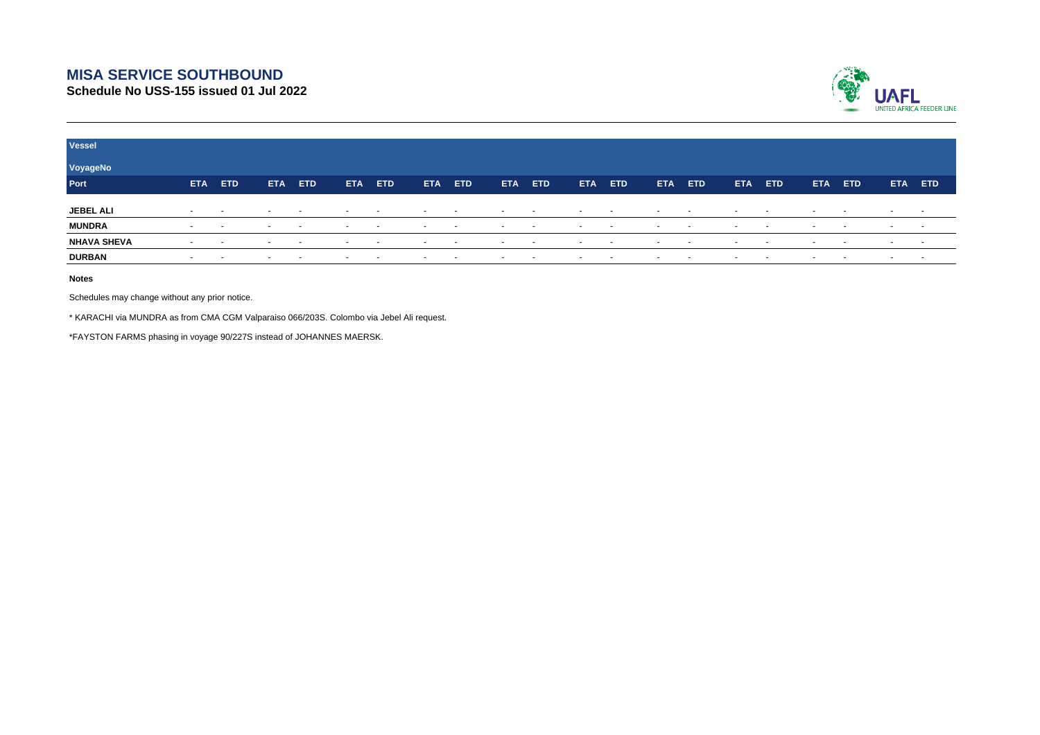# MISA SERVICE SOUTHBOUND

**Schedule No USS-155 issued 01 Jul 2022**

UAFL
UNITED AFRICA FEEDER LINE

| Vessel | | | | | | | | | | | | | | | | | | | | |
|---|---|---|---|---|---|---|---|---|---|---|---|---|---|---|---|---|---|---|---|---|
| **VoyageNo** | | | | | | | | | | | | | | | | | | | | |
| **Port** | **ETA** | **ETD** | **ETA** | **ETD** | **ETA** | **ETD** | **ETA** | **ETD** | **ETA** | **ETD** | **ETA** | **ETD** | **ETA** | **ETD** | **ETA** | **ETD** | **ETA** | **ETD** | **ETA** | **ETD** |
| **JEBEL ALI** | - | - | - | - | - | - | - | - | - | - | - | - | - | - | - | - | - | - | - | - |
| **MUNDRA** | - | - | - | - | - | - | - | - | - | - | - | - | - | - | - | - | - | - | - | - |
| **NHAVA SHEVA** | - | - | - | - | - | - | - | - | - | - | - | - | - | - | - | - | - | - | - | - |
| **DURBAN** | - | - | - | - | - | - | - | - | - | - | - | - | - | - | - | - | - | - | - | - |

**Notes**

Schedules may change without any prior notice.

* KARACHI via MUNDRA as from CMA CGM Valparaiso 066/203S. Colombo via Jebel Ali request.

*FAYSTON FARMS phasing in voyage 90/227S instead of JOHANNES MAERSK.